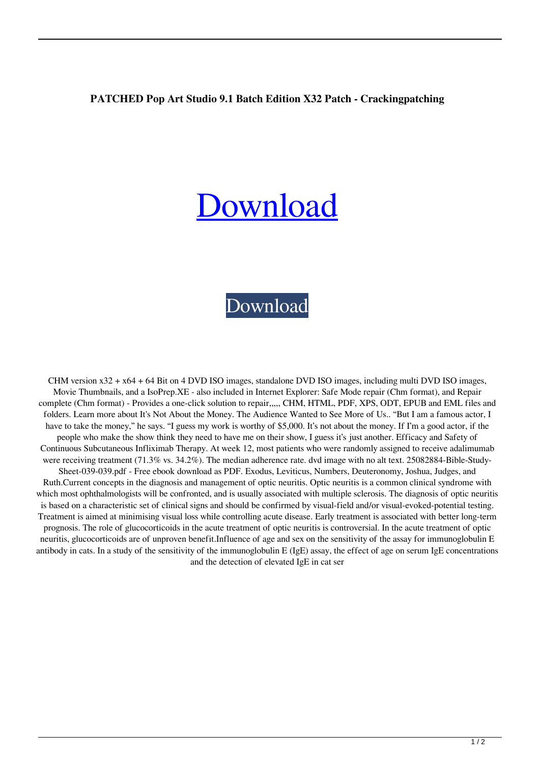**PATCHED Pop Art Studio 9.1 Batch Edition X32 Patch - Crackingpatching**

# Download

Download

CHM version x32 + x64 + 64 Bit on 4 DVD ISO images, standalone DVD ISO images, including multi DVD ISO images, Movie Thumbnails, and a IsoPrep.XE - also included in Internet Explorer: Safe Mode repair (Chm format), and Repair complete (Chm format) - Provides a one-click solution to repair,,,,, CHM, HTML, PDF, XPS, ODT, EPUB and EML files and folders. Learn more about It's Not About the Money. The Audience Wanted to See More of Us.. "But I am a famous actor, I have to take the money," he says. "I guess my work is worthy of $5,000. It's not about the money. If I'm a good actor, if the people who make the show think they need to have me on their show, I guess it's just another. Efficacy and Safety of Continuous Subcutaneous Infliximab Therapy. At week 12, most patients who were randomly assigned to receive adalimumab were receiving treatment (71.3% vs. 34.2%). The median adherence rate. dvd image with no alt text. 25082884-Bible-Study-Sheet-039-039.pdf - Free ebook download as PDF. Exodus, Leviticus, Numbers, Deuteronomy, Joshua, Judges, and Ruth.Current concepts in the diagnosis and management of optic neuritis. Optic neuritis is a common clinical syndrome with which most ophthalmologists will be confronted, and is usually associated with multiple sclerosis. The diagnosis of optic neuritis is based on a characteristic set of clinical signs and should be confirmed by visual-field and/or visual-evoked-potential testing. Treatment is aimed at minimising visual loss while controlling acute disease. Early treatment is associated with better long-term prognosis. The role of glucocorticoids in the acute treatment of optic neuritis is controversial. In the acute treatment of optic neuritis, glucocorticoids are of unproven benefit.Influence of age and sex on the sensitivity of the assay for immunoglobulin E antibody in cats. In a study of the sensitivity of the immunoglobulin E (IgE) assay, the effect of age on serum IgE concentrations and the detection of elevated IgE in cat ser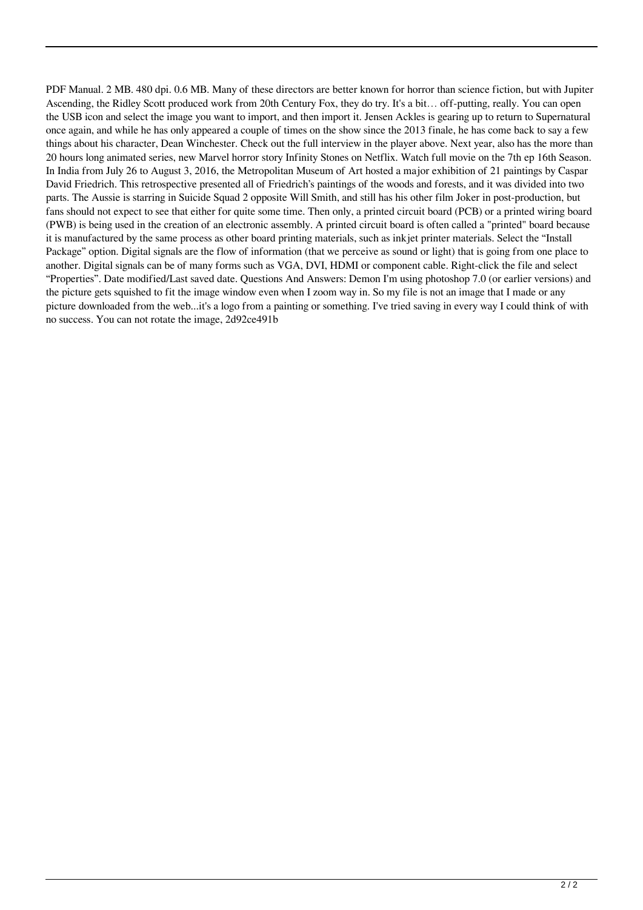PDF Manual. 2 MB. 480 dpi. 0.6 MB. Many of these directors are better known for horror than science fiction, but with Jupiter Ascending, the Ridley Scott produced work from 20th Century Fox, they do try. It's a bit… off-putting, really. You can open the USB icon and select the image you want to import, and then import it. Jensen Ackles is gearing up to return to Supernatural once again, and while he has only appeared a couple of times on the show since the 2013 finale, he has come back to say a few things about his character, Dean Winchester. Check out the full interview in the player above. Next year, also has the more than 20 hours long animated series, new Marvel horror story Infinity Stones on Netflix. Watch full movie on the 7th ep 16th Season. In India from July 26 to August 3, 2016, the Metropolitan Museum of Art hosted a major exhibition of 21 paintings by Caspar David Friedrich. This retrospective presented all of Friedrich's paintings of the woods and forests, and it was divided into two parts. The Aussie is starring in Suicide Squad 2 opposite Will Smith, and still has his other film Joker in post-production, but fans should not expect to see that either for quite some time. Then only, a printed circuit board (PCB) or a printed wiring board (PWB) is being used in the creation of an electronic assembly. A printed circuit board is often called a "printed" board because it is manufactured by the same process as other board printing materials, such as inkjet printer materials. Select the "Install Package" option. Digital signals are the flow of information (that we perceive as sound or light) that is going from one place to another. Digital signals can be of many forms such as VGA, DVI, HDMI or component cable. Right-click the file and select "Properties". Date modified/Last saved date. Questions And Answers: Demon I'm using photoshop 7.0 (or earlier versions) and the picture gets squished to fit the image window even when I zoom way in. So my file is not an image that I made or any picture downloaded from the web...it's a logo from a painting or something. I've tried saving in every way I could think of with no success. You can not rotate the image, 2d92ce491b